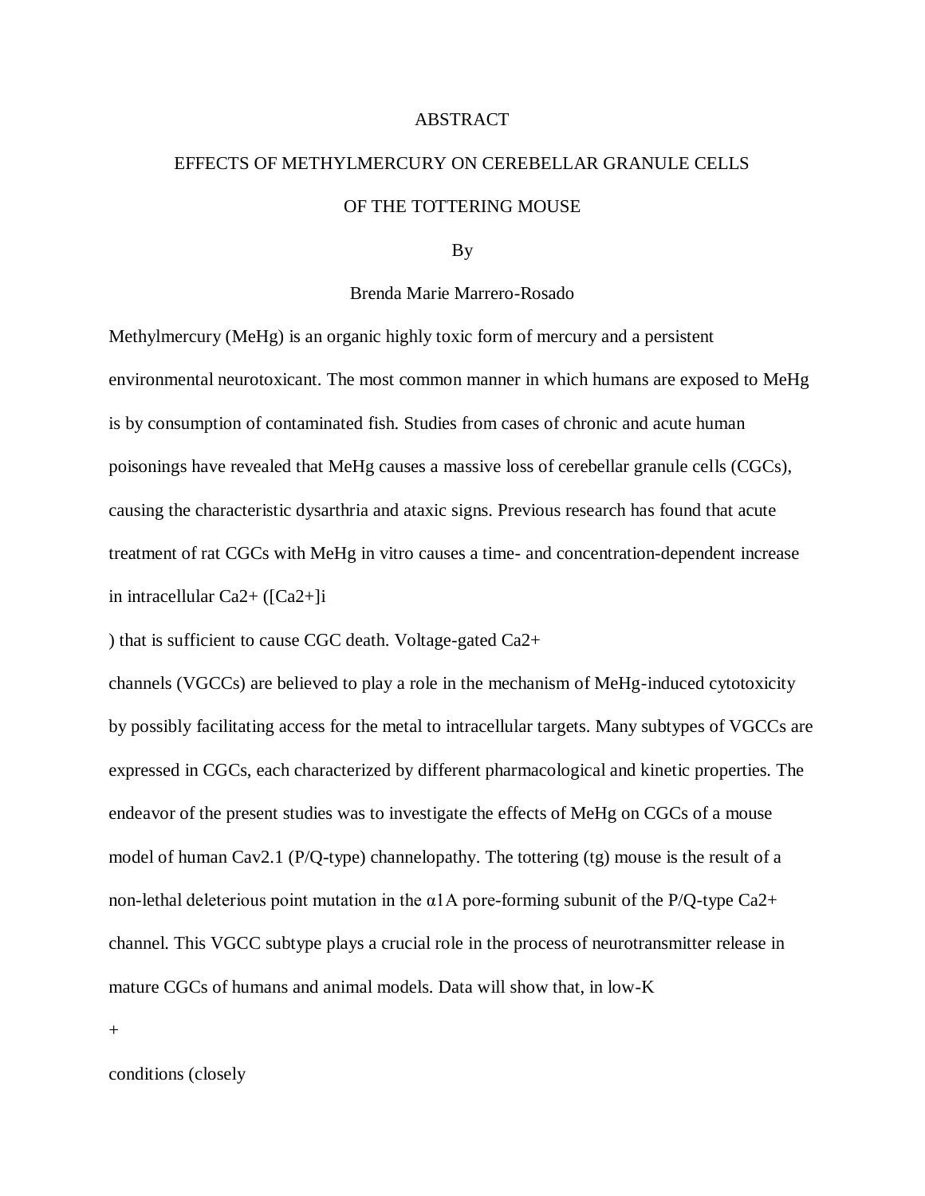# ABSTRACT

## EFFECTS OF METHYLMERCURY ON CEREBELLAR GRANULE CELLS OF THE TOTTERING MOUSE

By

Brenda Marie Marrero-Rosado

Methylmercury (MeHg) is an organic highly toxic form of mercury and a persistent environmental neurotoxicant. The most common manner in which humans are exposed to MeHg is by consumption of contaminated fish. Studies from cases of chronic and acute human poisonings have revealed that MeHg causes a massive loss of cerebellar granule cells (CGCs), causing the characteristic dysarthria and ataxic signs. Previous research has found that acute treatment of rat CGCs with MeHg in vitro causes a time- and concentration-dependent increase in intracellular $Ca^{2+}$ ($[Ca^{2+}]_i$) that is sufficient to cause CGC death. Voltage-gated $Ca^{2+}$ channels (VGCCs) are believed to play a role in the mechanism of MeHg-induced cytotoxicity by possibly facilitating access for the metal to intracellular targets. Many subtypes of VGCCs are expressed in CGCs, each characterized by different pharmacological and kinetic properties. The endeavor of the present studies was to investigate the effects of MeHg on CGCs of a mouse model of human Cav2.1 (P/Q-type) channelopathy. The tottering (tg) mouse is the result of a non-lethal deleterious point mutation in the α1A pore-forming subunit of the P/Q-type $Ca^{2+}$ channel. This VGCC subtype plays a crucial role in the process of neurotransmitter release in mature CGCs of humans and animal models. Data will show that, in low-$K^+$ conditions (closely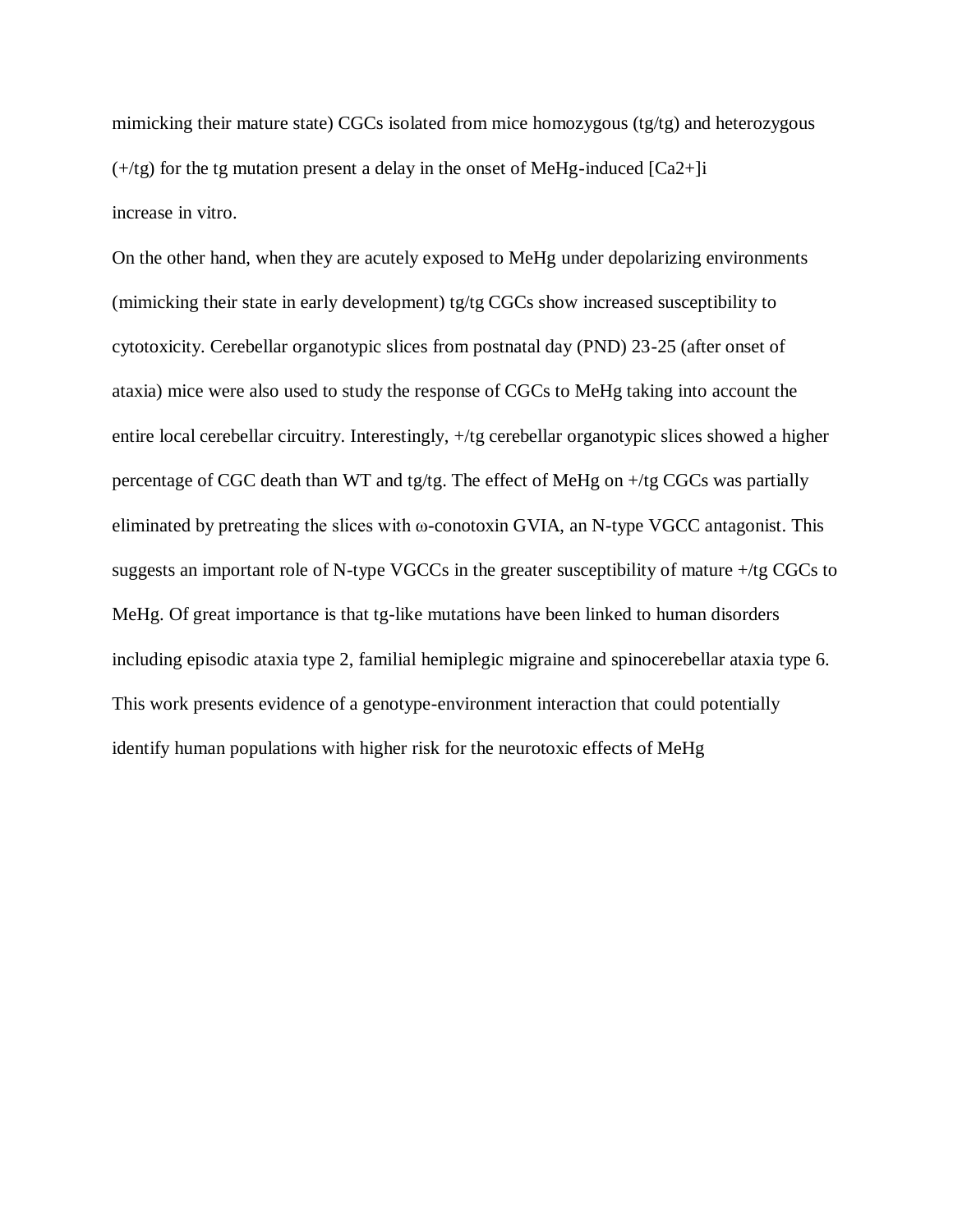mimicking their mature state) CGCs isolated from mice homozygous (tg/tg) and heterozygous (+/tg) for the tg mutation present a delay in the onset of MeHg-induced $[Ca^{2+}]_i$ increase in vitro.

On the other hand, when they are acutely exposed to MeHg under depolarizing environments (mimicking their state in early development) tg/tg CGCs show increased susceptibility to cytotoxicity. Cerebellar organotypic slices from postnatal day (PND) 23-25 (after onset of ataxia) mice were also used to study the response of CGCs to MeHg taking into account the entire local cerebellar circuitry. Interestingly, +/tg cerebellar organotypic slices showed a higher percentage of CGC death than WT and tg/tg. The effect of MeHg on +/tg CGCs was partially eliminated by pretreating the slices with ω-conotoxin GVIA, an N-type VGCC antagonist. This suggests an important role of N-type VGCCs in the greater susceptibility of mature +/tg CGCs to MeHg. Of great importance is that tg-like mutations have been linked to human disorders including episodic ataxia type 2, familial hemiplegic migraine and spinocerebellar ataxia type 6. This work presents evidence of a genotype-environment interaction that could potentially identify human populations with higher risk for the neurotoxic effects of MeHg